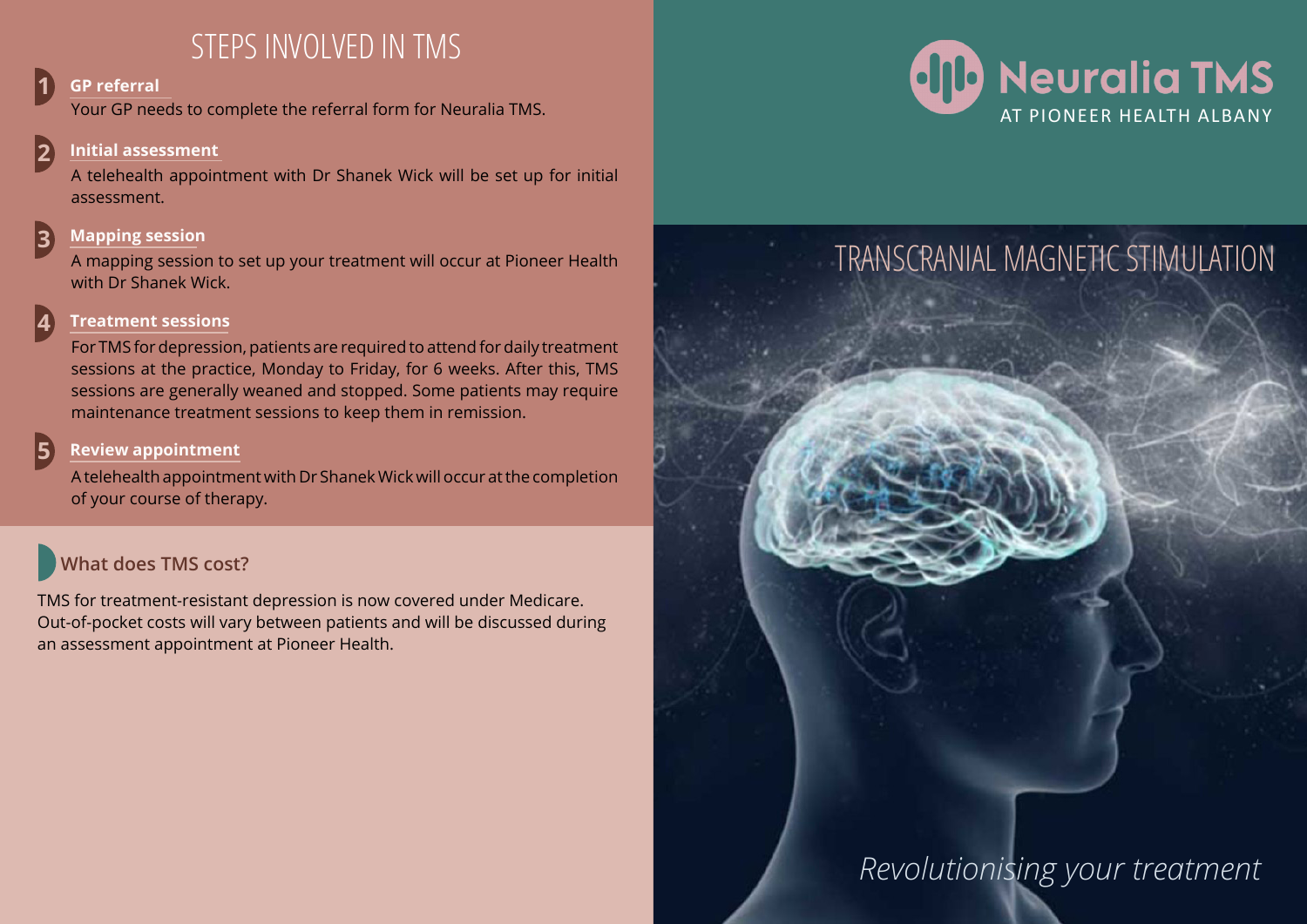## STEPS INVOLVED IN TMS

1. **GP referral**
   Your GP needs to complete the referral form for Neuralia TMS.

2. **Initial assessment**
   A telehealth appointment with Dr Shanek Wick will be set up for initial assessment.

3. **Mapping session**
   A mapping session to set up your treatment will occur at Pioneer Health with Dr Shanek Wick.

4. **Treatment sessions**
   For TMS for depression, patients are required to attend for daily treatment sessions at the practice, Monday to Friday, for 6 weeks. After this, TMS sessions are generally weaned and stopped. Some patients may require maintenance treatment sessions to keep them in remission.

5. **Review appointment**
   A telehealth appointment with Dr Shanek Wick will occur at the completion of your course of therapy.

### What does TMS cost?

TMS for treatment-resistant depression is now covered under Medicare. Out-of-pocket costs will vary between patients and will be discussed during an assessment appointment at Pioneer Health.

# Neuralia TMS

AT PIONEER HEALTH ALBANY

## TRANSCRANIAL MAGNETIC STIMULATION

*Revolutionising your treatment*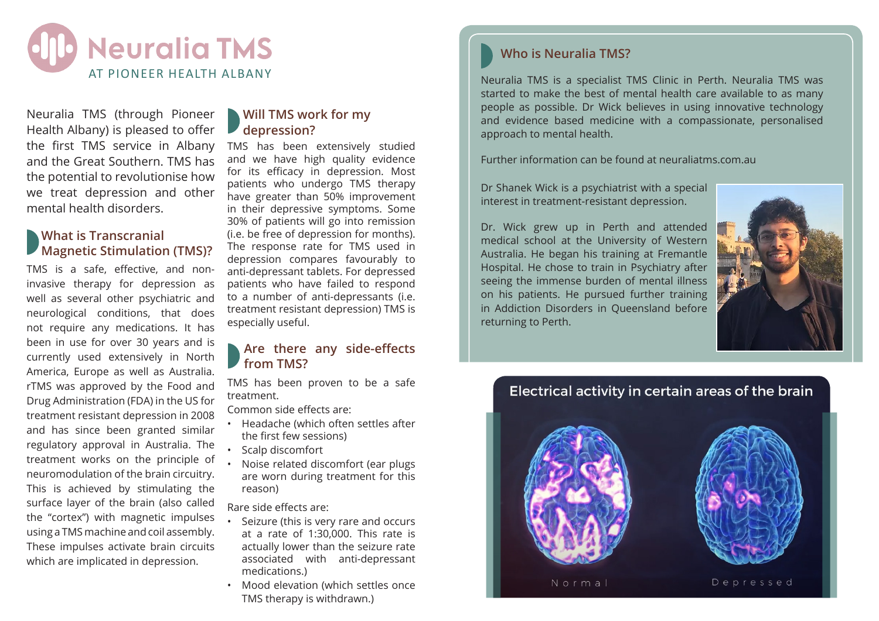# Neuralia TMS

AT PIONEER HEALTH ALBANY

Neuralia TMS (through Pioneer Health Albany) is pleased to offer the first TMS service in Albany and the Great Southern. TMS has the potential to revolutionise how we treat depression and other mental health disorders.

## What is Transcranial Magnetic Stimulation (TMS)?

TMS is a safe, effective, and non-invasive therapy for depression as well as several other psychiatric and neurological conditions, that does not require any medications. It has been in use for over 30 years and is currently used extensively in North America, Europe as well as Australia. rTMS was approved by the Food and Drug Administration (FDA) in the US for treatment resistant depression in 2008 and has since been granted similar regulatory approval in Australia. The treatment works on the principle of neuromodulation of the brain circuitry. This is achieved by stimulating the surface layer of the brain (also called the "cortex") with magnetic impulses using a TMS machine and coil assembly. These impulses activate brain circuits which are implicated in depression.

## Will TMS work for my depression?

TMS has been extensively studied and we have high quality evidence for its efficacy in depression. Most patients who undergo TMS therapy have greater than 50% improvement in their depressive symptoms. Some 30% of patients will go into remission (i.e. be free of depression for months). The response rate for TMS used in depression compares favourably to anti-depressant tablets. For depressed patients who have failed to respond to a number of anti-depressants (i.e. treatment resistant depression) TMS is especially useful.

## Are there any side-effects from TMS?

TMS has been proven to be a safe treatment.

Common side effects are:

- Headache (which often settles after the first few sessions)
- Scalp discomfort
- Noise related discomfort (ear plugs are worn during treatment for this reason)

Rare side effects are:

- Seizure (this is very rare and occurs at a rate of 1:30,000. This rate is actually lower than the seizure rate associated with anti-depressant medications.)
- Mood elevation (which settles once TMS therapy is withdrawn.)

## Who is Neuralia TMS?

Neuralia TMS is a specialist TMS Clinic in Perth. Neuralia TMS was started to make the best of mental health care available to as many people as possible. Dr Wick believes in using innovative technology and evidence based medicine with a compassionate, personalised approach to mental health.

Further information can be found at neuraliatms.com.au

Dr Shanek Wick is a psychiatrist with a special interest in treatment-resistant depression.

Dr. Wick grew up in Perth and attended medical school at the University of Western Australia. He began his training at Fremantle Hospital. He chose to train in Psychiatry after seeing the immense burden of mental illness on his patients. He pursued further training in Addiction Disorders in Queensland before returning to Perth.

Electrical activity in certain areas of the brain

Normal

Depressed